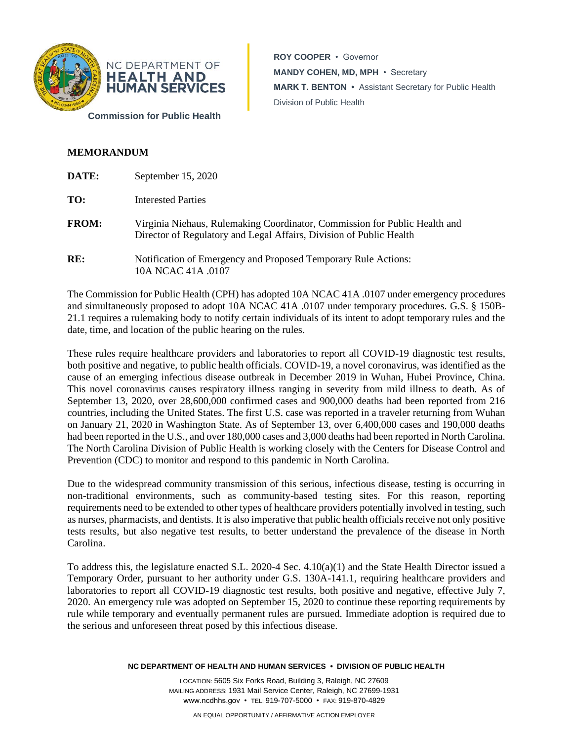NC DEPARTMENT OF **HEALTH AND HUMAN SERVICES**

**Commission for Public Health**

**ROY COOPER** • Governor
**MANDY COHEN, MD, MPH** • Secretary
**MARK T. BENTON** • Assistant Secretary for Public Health
Division of Public Health

## MEMORANDUM

**DATE:** September 15, 2020

**TO:** Interested Parties

**FROM:** Virginia Niehaus, Rulemaking Coordinator, Commission for Public Health and Director of Regulatory and Legal Affairs, Division of Public Health

**RE:** Notification of Emergency and Proposed Temporary Rule Actions: 10A NCAC 41A .0107

The Commission for Public Health (CPH) has adopted 10A NCAC 41A .0107 under emergency procedures and simultaneously proposed to adopt 10A NCAC 41A .0107 under temporary procedures. G.S. § 150B-21.1 requires a rulemaking body to notify certain individuals of its intent to adopt temporary rules and the date, time, and location of the public hearing on the rules.

These rules require healthcare providers and laboratories to report all COVID-19 diagnostic test results, both positive and negative, to public health officials. COVID-19, a novel coronavirus, was identified as the cause of an emerging infectious disease outbreak in December 2019 in Wuhan, Hubei Province, China. This novel coronavirus causes respiratory illness ranging in severity from mild illness to death. As of September 13, 2020, over 28,600,000 confirmed cases and 900,000 deaths had been reported from 216 countries, including the United States. The first U.S. case was reported in a traveler returning from Wuhan on January 21, 2020 in Washington State. As of September 13, over 6,400,000 cases and 190,000 deaths had been reported in the U.S., and over 180,000 cases and 3,000 deaths had been reported in North Carolina. The North Carolina Division of Public Health is working closely with the Centers for Disease Control and Prevention (CDC) to monitor and respond to this pandemic in North Carolina.

Due to the widespread community transmission of this serious, infectious disease, testing is occurring in non-traditional environments, such as community-based testing sites. For this reason, reporting requirements need to be extended to other types of healthcare providers potentially involved in testing, such as nurses, pharmacists, and dentists. It is also imperative that public health officials receive not only positive tests results, but also negative test results, to better understand the prevalence of the disease in North Carolina.

To address this, the legislature enacted S.L. 2020-4 Sec. 4.10(a)(1) and the State Health Director issued a Temporary Order, pursuant to her authority under G.S. 130A-141.1, requiring healthcare providers and laboratories to report all COVID-19 diagnostic test results, both positive and negative, effective July 7, 2020. An emergency rule was adopted on September 15, 2020 to continue these reporting requirements by rule while temporary and eventually permanent rules are pursued. Immediate adoption is required due to the serious and unforeseen threat posed by this infectious disease.

**NC DEPARTMENT OF HEALTH AND HUMAN SERVICES • DIVISION OF PUBLIC HEALTH**

LOCATION: 5605 Six Forks Road, Building 3, Raleigh, NC 27609
MAILING ADDRESS: 1931 Mail Service Center, Raleigh, NC 27699-1931
www.ncdhhs.gov • TEL: 919-707-5000 • FAX: 919-870-4829

AN EQUAL OPPORTUNITY / AFFIRMATIVE ACTION EMPLOYER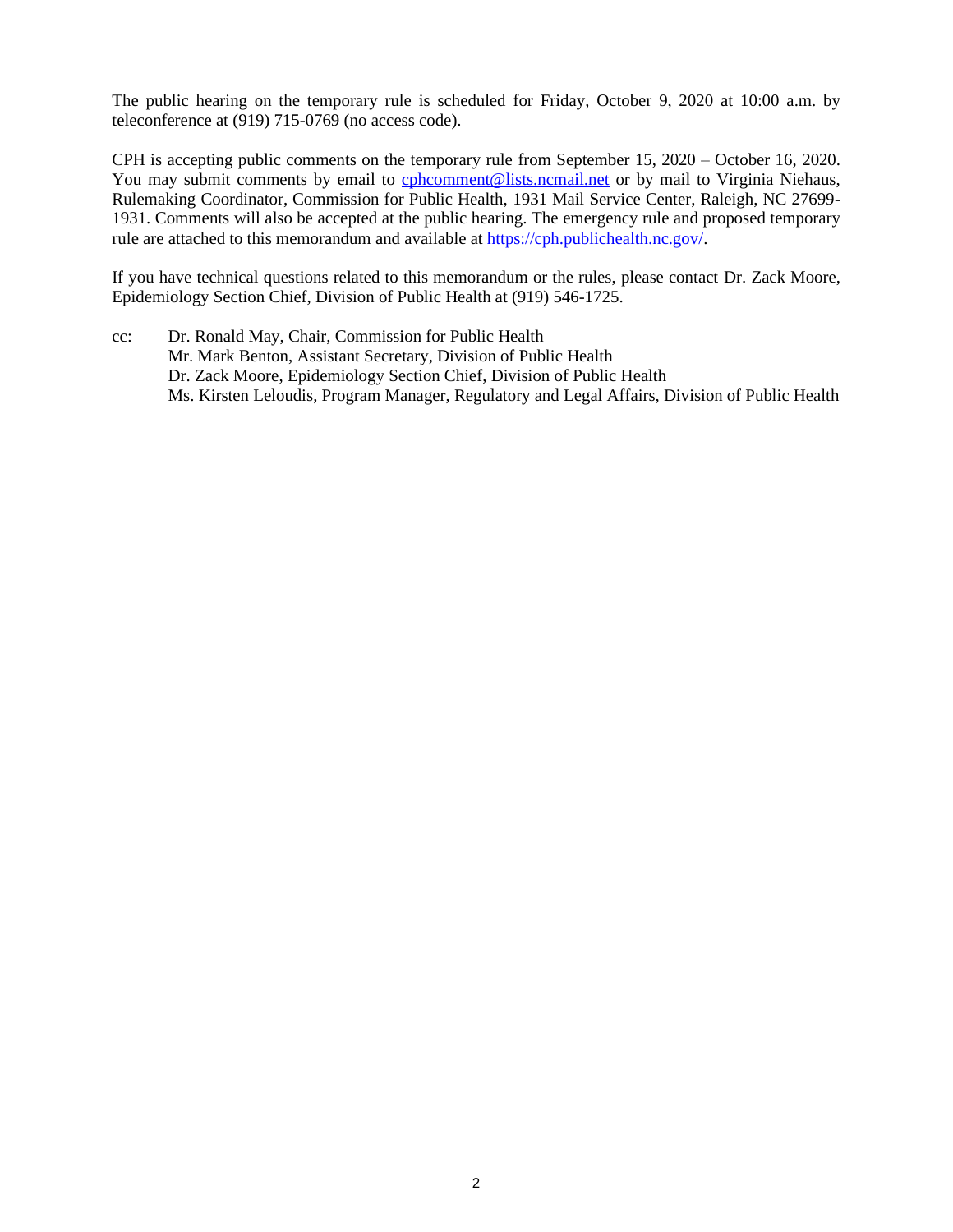The public hearing on the temporary rule is scheduled for Friday, October 9, 2020 at 10:00 a.m. by teleconference at (919) 715-0769 (no access code).

CPH is accepting public comments on the temporary rule from September 15, 2020 – October 16, 2020. You may submit comments by email to cphcomment@lists.ncmail.net or by mail to Virginia Niehaus, Rulemaking Coordinator, Commission for Public Health, 1931 Mail Service Center, Raleigh, NC 27699-1931. Comments will also be accepted at the public hearing. The emergency rule and proposed temporary rule are attached to this memorandum and available at https://cph.publichealth.nc.gov/.

If you have technical questions related to this memorandum or the rules, please contact Dr. Zack Moore, Epidemiology Section Chief, Division of Public Health at (919) 546-1725.

cc: Dr. Ronald May, Chair, Commission for Public Health
Mr. Mark Benton, Assistant Secretary, Division of Public Health
Dr. Zack Moore, Epidemiology Section Chief, Division of Public Health
Ms. Kirsten Leloudis, Program Manager, Regulatory and Legal Affairs, Division of Public Health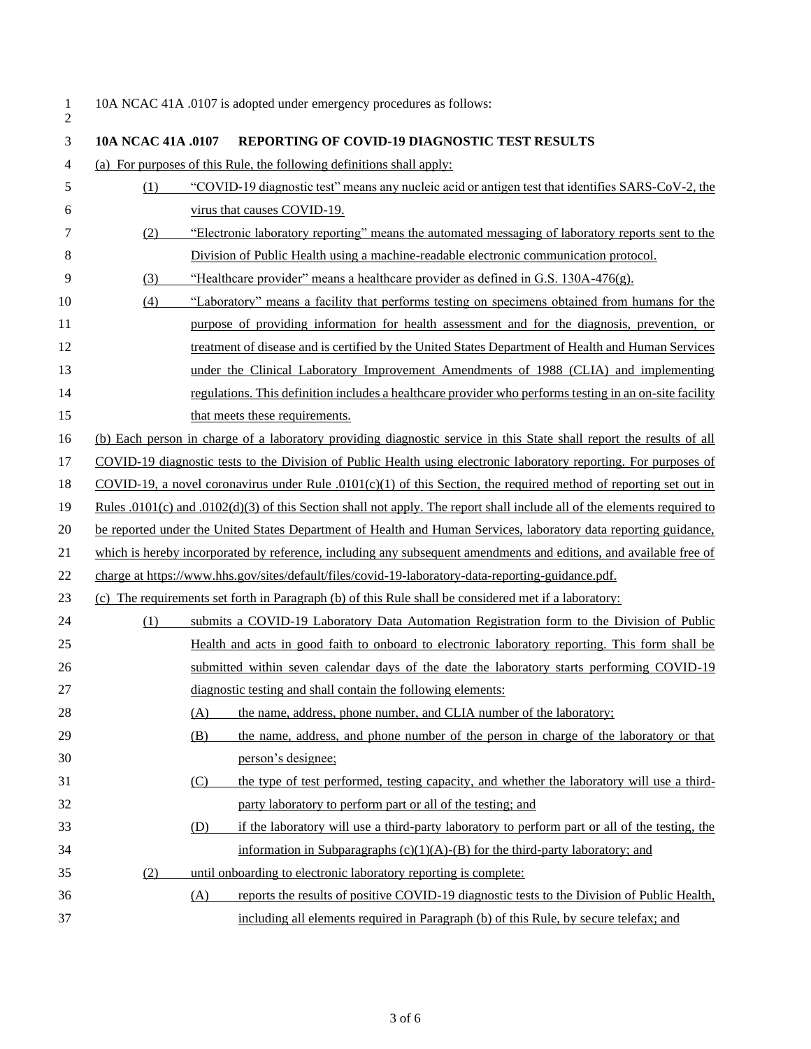10A NCAC 41A .0107 is adopted under emergency procedures as follows:

**10A NCAC 41A .0107 REPORTING OF COVID-19 DIAGNOSTIC TEST RESULTS**

(a) For purposes of this Rule, the following definitions shall apply:

(1) "COVID-19 diagnostic test" means any nucleic acid or antigen test that identifies SARS-CoV-2, the virus that causes COVID-19.

(2) "Electronic laboratory reporting" means the automated messaging of laboratory reports sent to the Division of Public Health using a machine-readable electronic communication protocol.

(3) "Healthcare provider" means a healthcare provider as defined in G.S. 130A-476(g).

(4) "Laboratory" means a facility that performs testing on specimens obtained from humans for the purpose of providing information for health assessment and for the diagnosis, prevention, or treatment of disease and is certified by the United States Department of Health and Human Services under the Clinical Laboratory Improvement Amendments of 1988 (CLIA) and implementing regulations. This definition includes a healthcare provider who performs testing in an on-site facility that meets these requirements.

(b) Each person in charge of a laboratory providing diagnostic service in this State shall report the results of all COVID-19 diagnostic tests to the Division of Public Health using electronic laboratory reporting. For purposes of COVID-19, a novel coronavirus under Rule .0101(c)(1) of this Section, the required method of reporting set out in Rules .0101(c) and .0102(d)(3) of this Section shall not apply. The report shall include all of the elements required to be reported under the United States Department of Health and Human Services, laboratory data reporting guidance, which is hereby incorporated by reference, including any subsequent amendments and editions, and available free of charge at https://www.hhs.gov/sites/default/files/covid-19-laboratory-data-reporting-guidance.pdf.

(c) The requirements set forth in Paragraph (b) of this Rule shall be considered met if a laboratory:

(1) submits a COVID-19 Laboratory Data Automation Registration form to the Division of Public Health and acts in good faith to onboard to electronic laboratory reporting. This form shall be submitted within seven calendar days of the date the laboratory starts performing COVID-19 diagnostic testing and shall contain the following elements:

(A) the name, address, phone number, and CLIA number of the laboratory;

(B) the name, address, and phone number of the person in charge of the laboratory or that person's designee;

(C) the type of test performed, testing capacity, and whether the laboratory will use a third-party laboratory to perform part or all of the testing; and

(D) if the laboratory will use a third-party laboratory to perform part or all of the testing, the information in Subparagraphs (c)(1)(A)-(B) for the third-party laboratory; and

(2) until onboarding to electronic laboratory reporting is complete:

(A) reports the results of positive COVID-19 diagnostic tests to the Division of Public Health, including all elements required in Paragraph (b) of this Rule, by secure telefax; and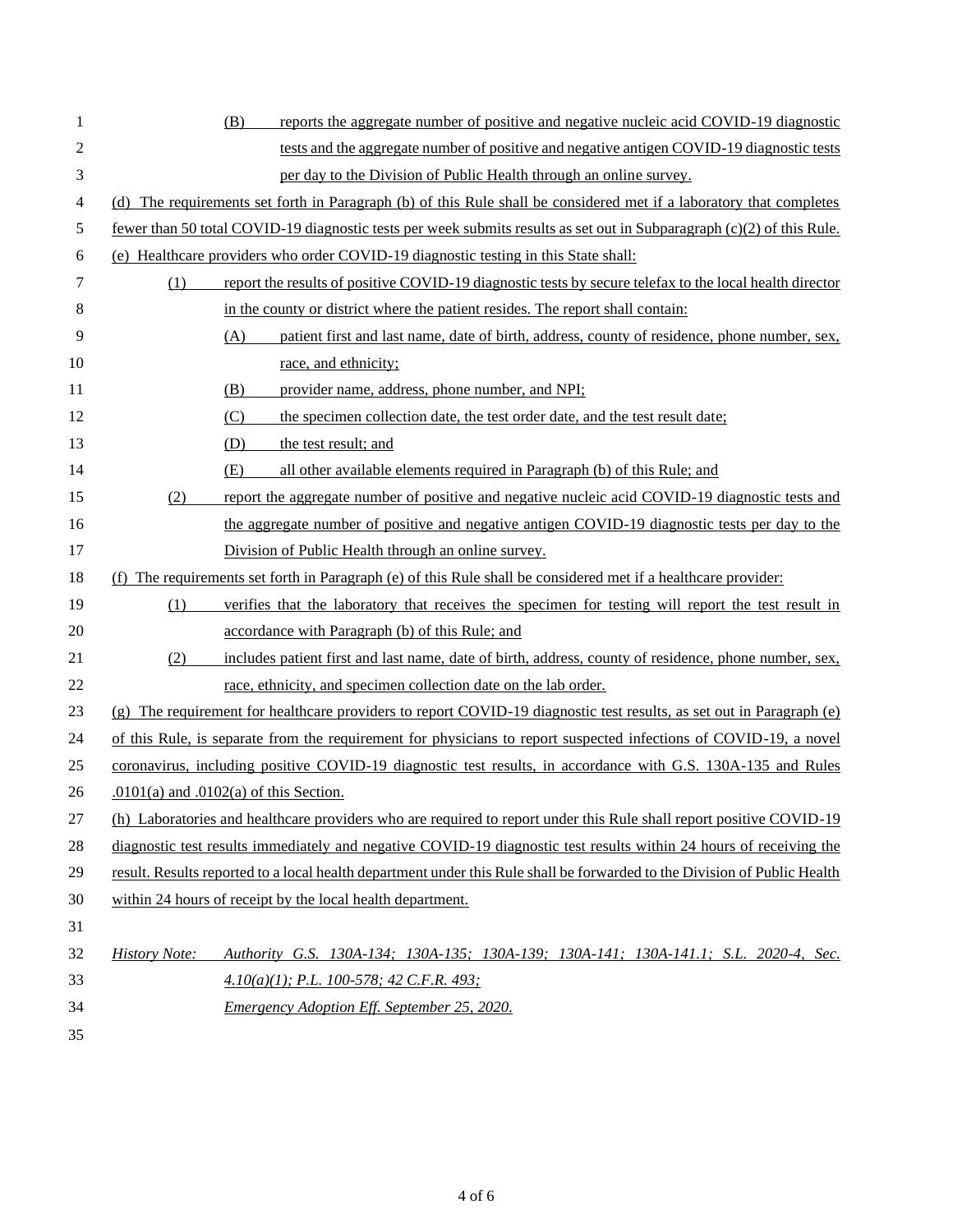(B) reports the aggregate number of positive and negative nucleic acid COVID-19 diagnostic tests and the aggregate number of positive and negative antigen COVID-19 diagnostic tests per day to the Division of Public Health through an online survey.

(d) The requirements set forth in Paragraph (b) of this Rule shall be considered met if a laboratory that completes fewer than 50 total COVID-19 diagnostic tests per week submits results as set out in Subparagraph (c)(2) of this Rule.

(e) Healthcare providers who order COVID-19 diagnostic testing in this State shall:

(1) report the results of positive COVID-19 diagnostic tests by secure telefax to the local health director in the county or district where the patient resides. The report shall contain:

(A) patient first and last name, date of birth, address, county of residence, phone number, sex, race, and ethnicity;

(B) provider name, address, phone number, and NPI;

(C) the specimen collection date, the test order date, and the test result date;

(D) the test result; and

(E) all other available elements required in Paragraph (b) of this Rule; and

(2) report the aggregate number of positive and negative nucleic acid COVID-19 diagnostic tests and the aggregate number of positive and negative antigen COVID-19 diagnostic tests per day to the Division of Public Health through an online survey.

(f) The requirements set forth in Paragraph (e) of this Rule shall be considered met if a healthcare provider:

(1) verifies that the laboratory that receives the specimen for testing will report the test result in accordance with Paragraph (b) of this Rule; and

(2) includes patient first and last name, date of birth, address, county of residence, phone number, sex, race, ethnicity, and specimen collection date on the lab order.

(g) The requirement for healthcare providers to report COVID-19 diagnostic test results, as set out in Paragraph (e) of this Rule, is separate from the requirement for physicians to report suspected infections of COVID-19, a novel coronavirus, including positive COVID-19 diagnostic test results, in accordance with G.S. 130A-135 and Rules .0101(a) and .0102(a) of this Section.

(h) Laboratories and healthcare providers who are required to report under this Rule shall report positive COVID-19 diagnostic test results immediately and negative COVID-19 diagnostic test results within 24 hours of receiving the result. Results reported to a local health department under this Rule shall be forwarded to the Division of Public Health within 24 hours of receipt by the local health department.

*History Note: Authority G.S. 130A-134; 130A-135; 130A-139; 130A-141; 130A-141.1; S.L. 2020-4, Sec. 4.10(a)(1); P.L. 100-578; 42 C.F.R. 493;*
*Emergency Adoption Eff. September 25, 2020.*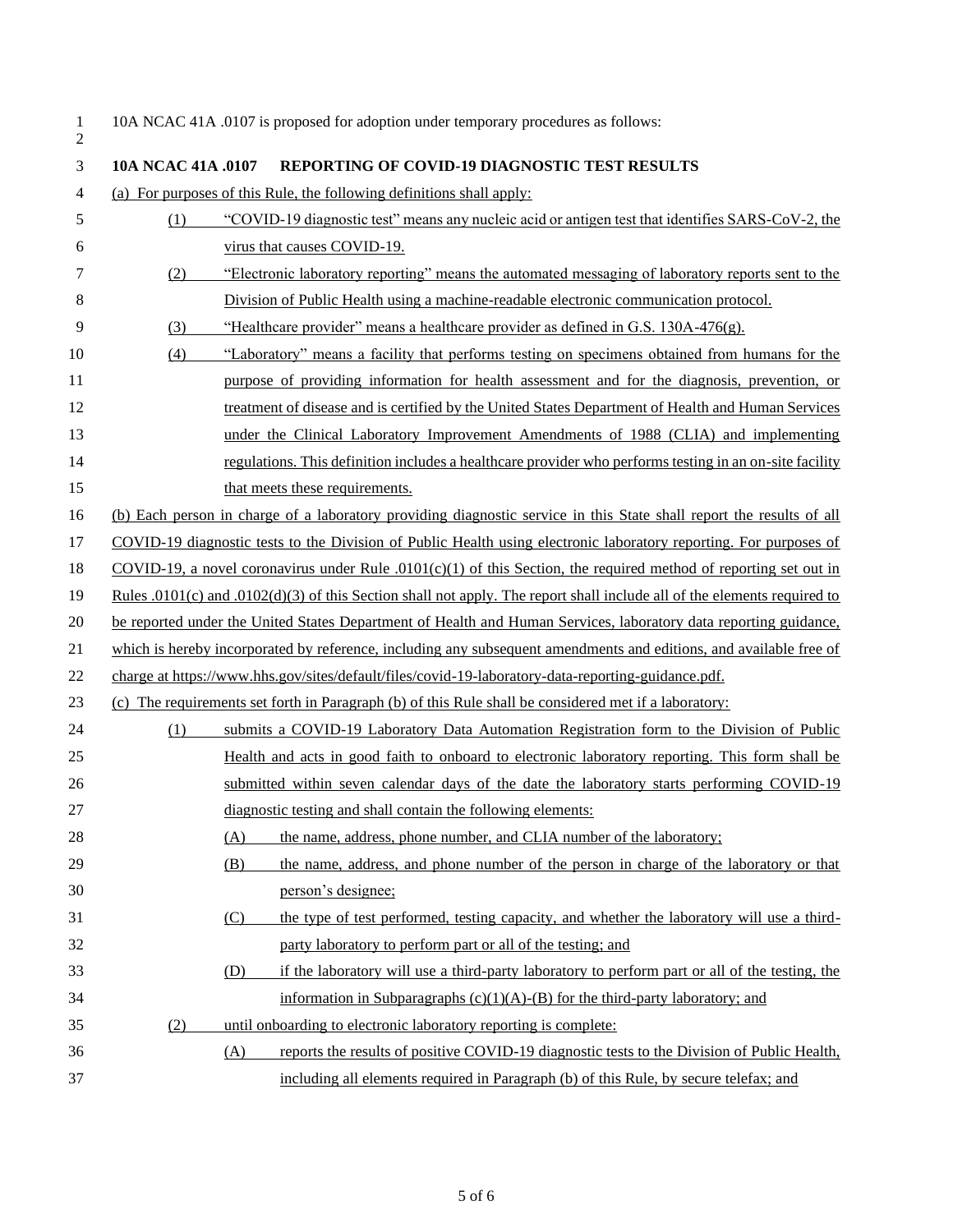10A NCAC 41A .0107 is proposed for adoption under temporary procedures as follows:

**10A NCAC 41A .0107 REPORTING OF COVID-19 DIAGNOSTIC TEST RESULTS**

(a) For purposes of this Rule, the following definitions shall apply:

(1) "COVID-19 diagnostic test" means any nucleic acid or antigen test that identifies SARS-CoV-2, the virus that causes COVID-19.

(2) "Electronic laboratory reporting" means the automated messaging of laboratory reports sent to the Division of Public Health using a machine-readable electronic communication protocol.

(3) "Healthcare provider" means a healthcare provider as defined in G.S. 130A-476(g).

(4) "Laboratory" means a facility that performs testing on specimens obtained from humans for the purpose of providing information for health assessment and for the diagnosis, prevention, or treatment of disease and is certified by the United States Department of Health and Human Services under the Clinical Laboratory Improvement Amendments of 1988 (CLIA) and implementing regulations. This definition includes a healthcare provider who performs testing in an on-site facility that meets these requirements.

(b) Each person in charge of a laboratory providing diagnostic service in this State shall report the results of all COVID-19 diagnostic tests to the Division of Public Health using electronic laboratory reporting. For purposes of COVID-19, a novel coronavirus under Rule .0101(c)(1) of this Section, the required method of reporting set out in Rules .0101(c) and .0102(d)(3) of this Section shall not apply. The report shall include all of the elements required to be reported under the United States Department of Health and Human Services, laboratory data reporting guidance, which is hereby incorporated by reference, including any subsequent amendments and editions, and available free of charge at https://www.hhs.gov/sites/default/files/covid-19-laboratory-data-reporting-guidance.pdf.

(c) The requirements set forth in Paragraph (b) of this Rule shall be considered met if a laboratory:

(1) submits a COVID-19 Laboratory Data Automation Registration form to the Division of Public Health and acts in good faith to onboard to electronic laboratory reporting. This form shall be submitted within seven calendar days of the date the laboratory starts performing COVID-19 diagnostic testing and shall contain the following elements:

(A) the name, address, phone number, and CLIA number of the laboratory;

(B) the name, address, and phone number of the person in charge of the laboratory or that person's designee;

(C) the type of test performed, testing capacity, and whether the laboratory will use a third-party laboratory to perform part or all of the testing; and

(D) if the laboratory will use a third-party laboratory to perform part or all of the testing, the information in Subparagraphs (c)(1)(A)-(B) for the third-party laboratory; and

(2) until onboarding to electronic laboratory reporting is complete:

(A) reports the results of positive COVID-19 diagnostic tests to the Division of Public Health, including all elements required in Paragraph (b) of this Rule, by secure telefax; and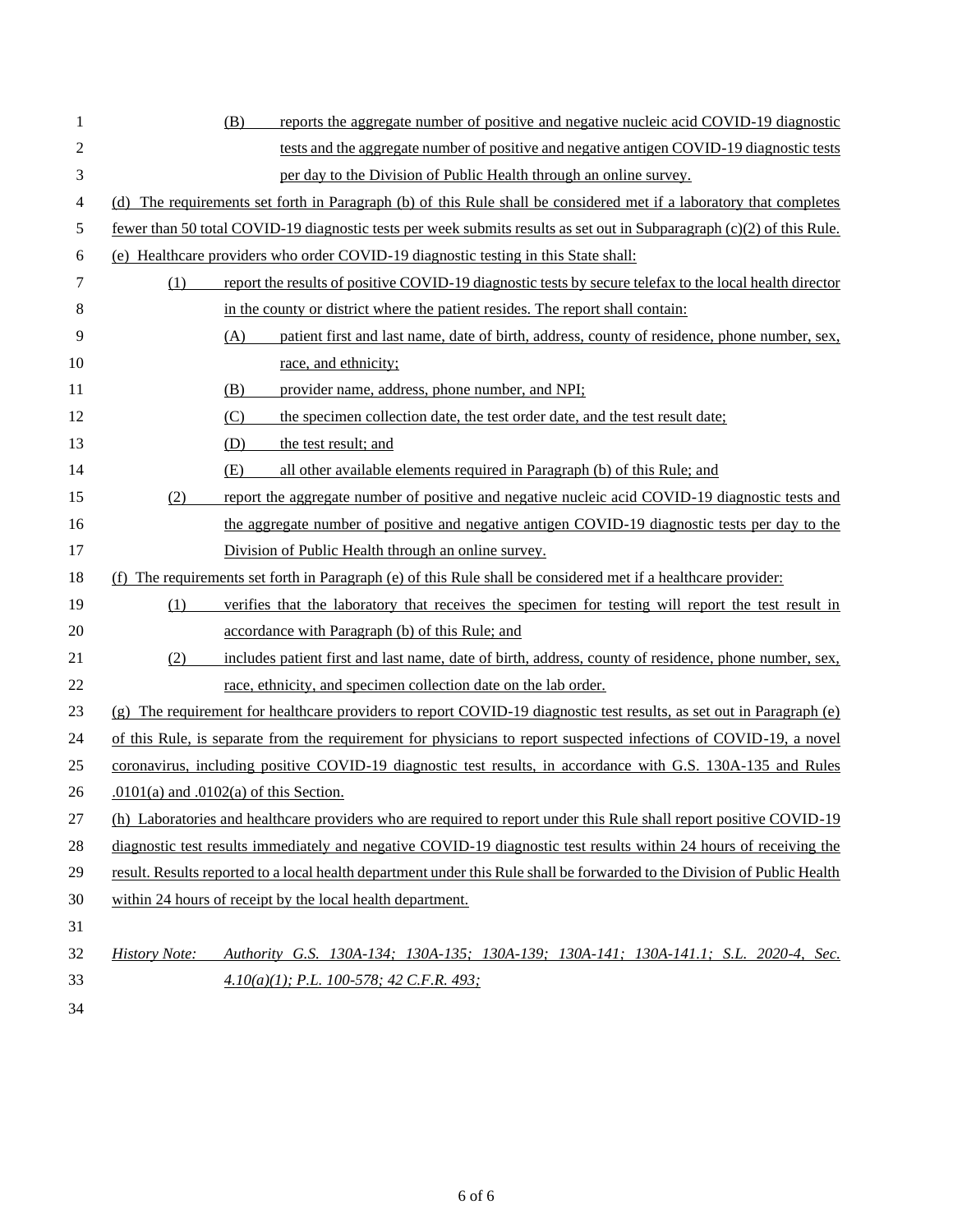(B) reports the aggregate number of positive and negative nucleic acid COVID-19 diagnostic tests and the aggregate number of positive and negative antigen COVID-19 diagnostic tests per day to the Division of Public Health through an online survey.

(d) The requirements set forth in Paragraph (b) of this Rule shall be considered met if a laboratory that completes fewer than 50 total COVID-19 diagnostic tests per week submits results as set out in Subparagraph (c)(2) of this Rule.

(e) Healthcare providers who order COVID-19 diagnostic testing in this State shall:

(1) report the results of positive COVID-19 diagnostic tests by secure telefax to the local health director in the county or district where the patient resides. The report shall contain:

(A) patient first and last name, date of birth, address, county of residence, phone number, sex, race, and ethnicity;

(B) provider name, address, phone number, and NPI;

(C) the specimen collection date, the test order date, and the test result date;

(D) the test result; and

(E) all other available elements required in Paragraph (b) of this Rule; and

(2) report the aggregate number of positive and negative nucleic acid COVID-19 diagnostic tests and the aggregate number of positive and negative antigen COVID-19 diagnostic tests per day to the Division of Public Health through an online survey.

(f) The requirements set forth in Paragraph (e) of this Rule shall be considered met if a healthcare provider:

(1) verifies that the laboratory that receives the specimen for testing will report the test result in accordance with Paragraph (b) of this Rule; and

(2) includes patient first and last name, date of birth, address, county of residence, phone number, sex, race, ethnicity, and specimen collection date on the lab order.

(g) The requirement for healthcare providers to report COVID-19 diagnostic test results, as set out in Paragraph (e) of this Rule, is separate from the requirement for physicians to report suspected infections of COVID-19, a novel coronavirus, including positive COVID-19 diagnostic test results, in accordance with G.S. 130A-135 and Rules .0101(a) and .0102(a) of this Section.

(h) Laboratories and healthcare providers who are required to report under this Rule shall report positive COVID-19 diagnostic test results immediately and negative COVID-19 diagnostic test results within 24 hours of receiving the result. Results reported to a local health department under this Rule shall be forwarded to the Division of Public Health within 24 hours of receipt by the local health department.

*History Note: Authority G.S. 130A-134; 130A-135; 130A-139; 130A-141; 130A-141.1; S.L. 2020-4, Sec. 4.10(a)(1); P.L. 100-578; 42 C.F.R. 493;*